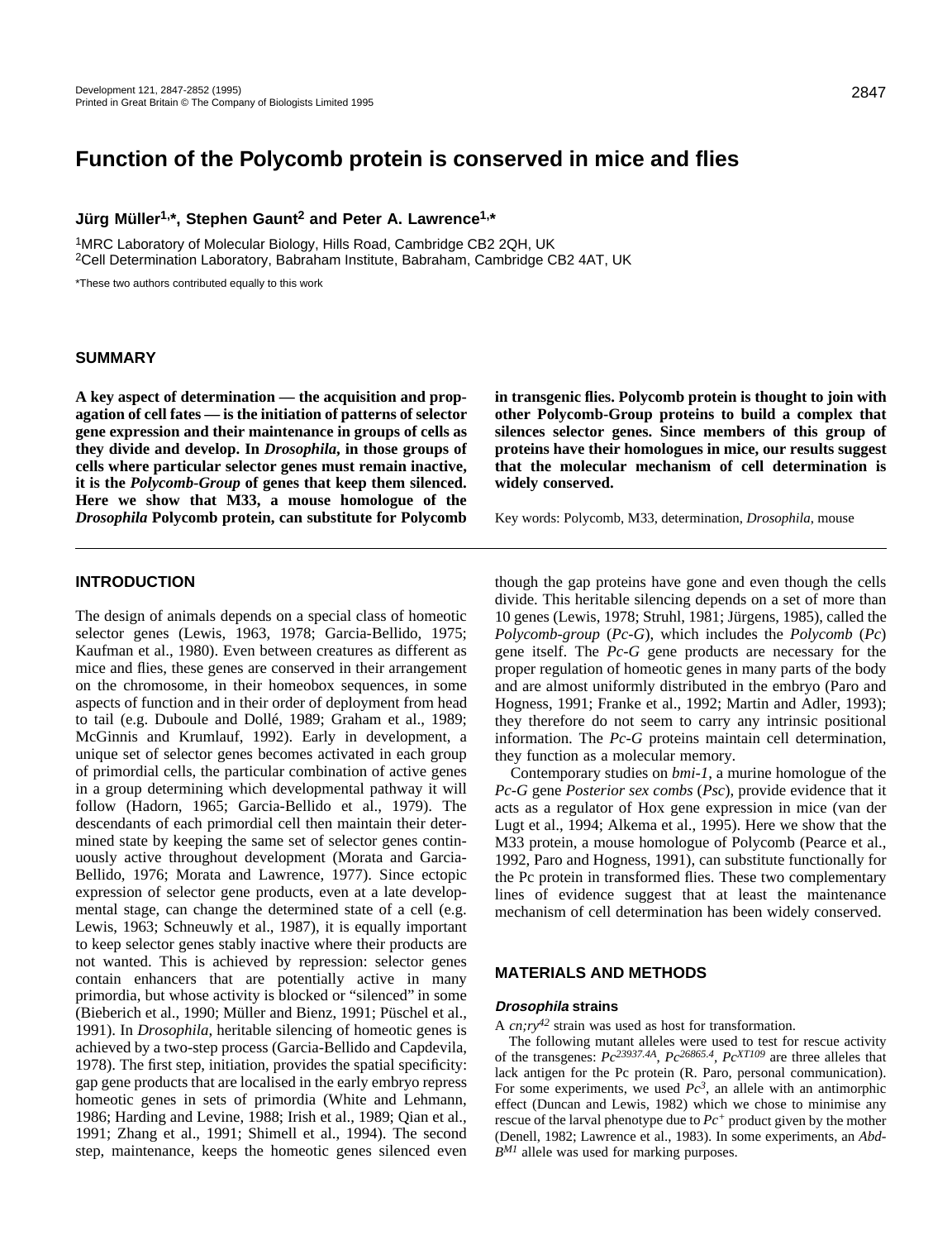# Function of the Polycomb protein is conserved in mice and flies

**Jürg Müller[1,*], Stephen Gaunt[2] and Peter A. Lawrence[1,*]**

[1]MRC Laboratory of Molecular Biology, Hills Road, Cambridge CB2 2QH, UK
[2]Cell Determination Laboratory, Babraham Institute, Babraham, Cambridge CB2 4AT, UK

*These two authors contributed equally to this work

## SUMMARY

**A key aspect of determination — the acquisition and propagation of cell fates — is the initiation of patterns of selector gene expression and their maintenance in groups of cells as they divide and develop. In *Drosophila*, in those groups of cells where particular selector genes must remain inactive, it is the *Polycomb-Group* of genes that keep them silenced. Here we show that M33, a mouse homologue of the *Drosophila* Polycomb protein, can substitute for Polycomb in transgenic flies. Polycomb protein is thought to join with other Polycomb-Group proteins to build a complex that silences selector genes. Since members of this group of proteins have their homologues in mice, our results suggest that the molecular mechanism of cell determination is widely conserved.**

Key words: Polycomb, M33, determination, *Drosophila*, mouse

## INTRODUCTION

The design of animals depends on a special class of homeotic selector genes (Lewis, 1963, 1978; Garcia-Bellido, 1975; Kaufman et al., 1980). Even between creatures as different as mice and flies, these genes are conserved in their arrangement on the chromosome, in their homeobox sequences, in some aspects of function and in their order of deployment from head to tail (e.g. Duboule and Dollé, 1989; Graham et al., 1989; McGinnis and Krumlauf, 1992). Early in development, a unique set of selector genes becomes activated in each group of primordial cells, the particular combination of active genes in a group determining which developmental pathway it will follow (Hadorn, 1965; Garcia-Bellido et al., 1979). The descendants of each primordial cell then maintain their determined state by keeping the same set of selector genes continuously active throughout development (Morata and Garcia-Bellido, 1976; Morata and Lawrence, 1977). Since ectopic expression of selector gene products, even at a late developmental stage, can change the determined state of a cell (e.g. Lewis, 1963; Schneuwly et al., 1987), it is equally important to keep selector genes stably inactive where their products are not wanted. This is achieved by repression: selector genes contain enhancers that are potentially active in many primordia, but whose activity is blocked or "silenced" in some (Bieberich et al., 1990; Müller and Bienz, 1991; Püschel et al., 1991). In *Drosophila,* heritable silencing of homeotic genes is achieved by a two-step process (Garcia-Bellido and Capdevila, 1978). The first step, initiation, provides the spatial specificity: gap gene products that are localised in the early embryo repress homeotic genes in sets of primordia (White and Lehmann, 1986; Harding and Levine, 1988; Irish et al., 1989; Qian et al., 1991; Zhang et al., 1991; Shimell et al., 1994). The second step, maintenance, keeps the homeotic genes silenced even though the gap proteins have gone and even though the cells divide. This heritable silencing depends on a set of more than 10 genes (Lewis, 1978; Struhl, 1981; Jürgens, 1985), called the *Polycomb-group* (*Pc-G*), which includes the *Polycomb* (*Pc*) gene itself. The *Pc-G* gene products are necessary for the proper regulation of homeotic genes in many parts of the body and are almost uniformly distributed in the embryo (Paro and Hogness, 1991; Franke et al., 1992; Martin and Adler, 1993); they therefore do not seem to carry any intrinsic positional information. The *Pc-G* proteins maintain cell determination, they function as a molecular memory.

Contemporary studies on *bmi-1*, a murine homologue of the *Pc-G* gene *Posterior sex combs* (*Psc*), provide evidence that it acts as a regulator of Hox gene expression in mice (van der Lugt et al., 1994; Alkema et al., 1995). Here we show that the M33 protein, a mouse homologue of Polycomb (Pearce et al., 1992, Paro and Hogness, 1991), can substitute functionally for the Pc protein in transformed flies. These two complementary lines of evidence suggest that at least the maintenance mechanism of cell determination has been widely conserved.

## MATERIALS AND METHODS

### *Drosophila* strains

A $cn;ry^{42}$ strain was used as host for transformation.

The following mutant alleles were used to test for rescue activity of the transgenes: $Pc^{23937.4A}$, $Pc^{26865.4}$, $Pc^{XT109}$ are three alleles that lack antigen for the Pc protein (R. Paro, personal communication). For some experiments, we used $Pc^3$, an allele with an antimorphic effect (Duncan and Lewis, 1982) which we chose to minimise any rescue of the larval phenotype due to $Pc^+$ product given by the mother (Denell, 1982; Lawrence et al., 1983). In some experiments, an $Abd\text{-}B^{M1}$ allele was used for marking purposes.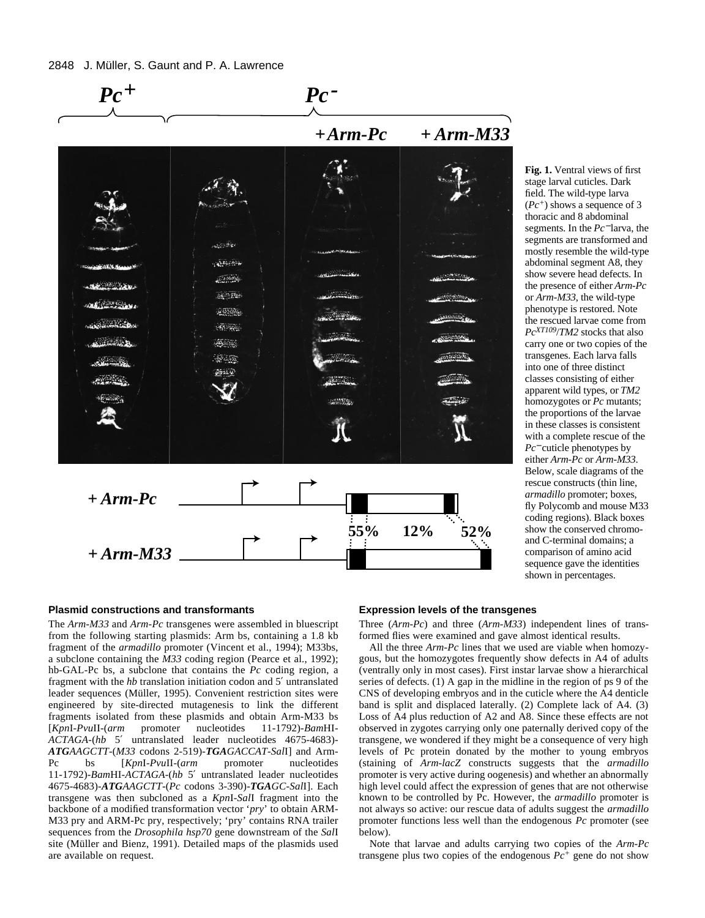**Fig. 1.** Ventral views of first stage larval cuticles. Dark field. The wild-type larva ($Pc^+$) shows a sequence of 3 thoracic and 8 abdominal segments. In the $Pc^-$ larva, the segments are transformed and mostly resemble the wild-type abdominal segment A8, they show severe head defects. In the presence of either *Arm-Pc* or *Arm-M33*, the wild-type phenotype is restored. Note the rescued larvae come from $Pc^{XT109}/TM2$ stocks that also carry one or two copies of the transgenes. Each larva falls into one of three distinct classes consisting of either apparent wild types, or *TM2* homozygotes or *Pc* mutants; the proportions of the larvae in these classes is consistent with a complete rescue of the $Pc^-$ cuticle phenotypes by either *Arm-Pc* or *Arm-M33*. Below, scale diagrams of the rescue constructs (thin line, *armadillo* promoter; boxes, fly Polycomb and mouse M33 coding regions). Black boxes show the conserved chromo- and C-terminal domains; a comparison of amino acid sequence gave the identities shown in percentages.

### Plasmid constructions and transformants

The *Arm-M33* and *Arm-Pc* transgenes were assembled in bluescript from the following starting plasmids: Arm bs, containing a 1.8 kb fragment of the *armadillo* promoter (Vincent et al., 1994); M33bs, a subclone containing the *M33* coding region (Pearce et al., 1992); hb-GAL-Pc bs, a subclone that contains the *Pc* coding region, a fragment with the *hb* translation initiation codon and 5′ untranslated leader sequences (Müller, 1995). Convenient restriction sites were engineered by site-directed mutagenesis to link the different fragments isolated from these plasmids and obtain Arm-M33 bs [*Kpn*I-*Pvu*II-(*arm* promoter nucleotides 11-1792)-*Bam*HI-*ACTAGA*-(*hb* 5′ untranslated leader nucleotides 4675-4683)-***ATG****AAGCTT*-(*M33* codons 2-519)-***TGA****GACCAT*-*Sal*I] and Arm-Pc bs [*Kpn*I-*Pvu*II-(*arm* promoter nucleotides 11-1792)-*Bam*HI-*ACTAGA*-(*hb* 5′ untranslated leader nucleotides 4675-4683)-***ATG****AAGCTT*-(*Pc* codons 3-390)-***TGA****GC*-*Sal*I]. Each transgene was then subcloned as a *Kpn*I-*Sal*I fragment into the backbone of a modified transformation vector '*pry*' to obtain ARM-M33 pry and ARM-Pc pry, respectively; 'pry' contains RNA trailer sequences from the *Drosophila hsp70* gene downstream of the *Sal*I site (Müller and Bienz, 1991). Detailed maps of the plasmids used are available on request.

### Expression levels of the transgenes

Three (*Arm-Pc*) and three (*Arm-M33*) independent lines of transformed flies were examined and gave almost identical results.

All the three *Arm-Pc* lines that we used are viable when homozygous, but the homozygotes frequently show defects in A4 of adults (ventrally only in most cases). First instar larvae show a hierarchical series of defects. (1) A gap in the midline in the region of ps 9 of the CNS of developing embryos and in the cuticle where the A4 denticle band is split and displaced laterally. (2) Complete lack of A4. (3) Loss of A4 plus reduction of A2 and A8. Since these effects are not observed in zygotes carrying only one paternally derived copy of the transgene, we wondered if they might be a consequence of very high levels of Pc protein donated by the mother to young embryos (staining of *Arm-lacZ* constructs suggests that the *armadillo* promoter is very active during oogenesis) and whether an abnormally high level could affect the expression of genes that are not otherwise known to be controlled by Pc. However, the *armadillo* promoter is not always so active: our rescue data of adults suggest the *armadillo* promoter functions less well than the endogenous *Pc* promoter (see below).

Note that larvae and adults carrying two copies of the *Arm-Pc* transgene plus two copies of the endogenous $Pc^+$ gene do not show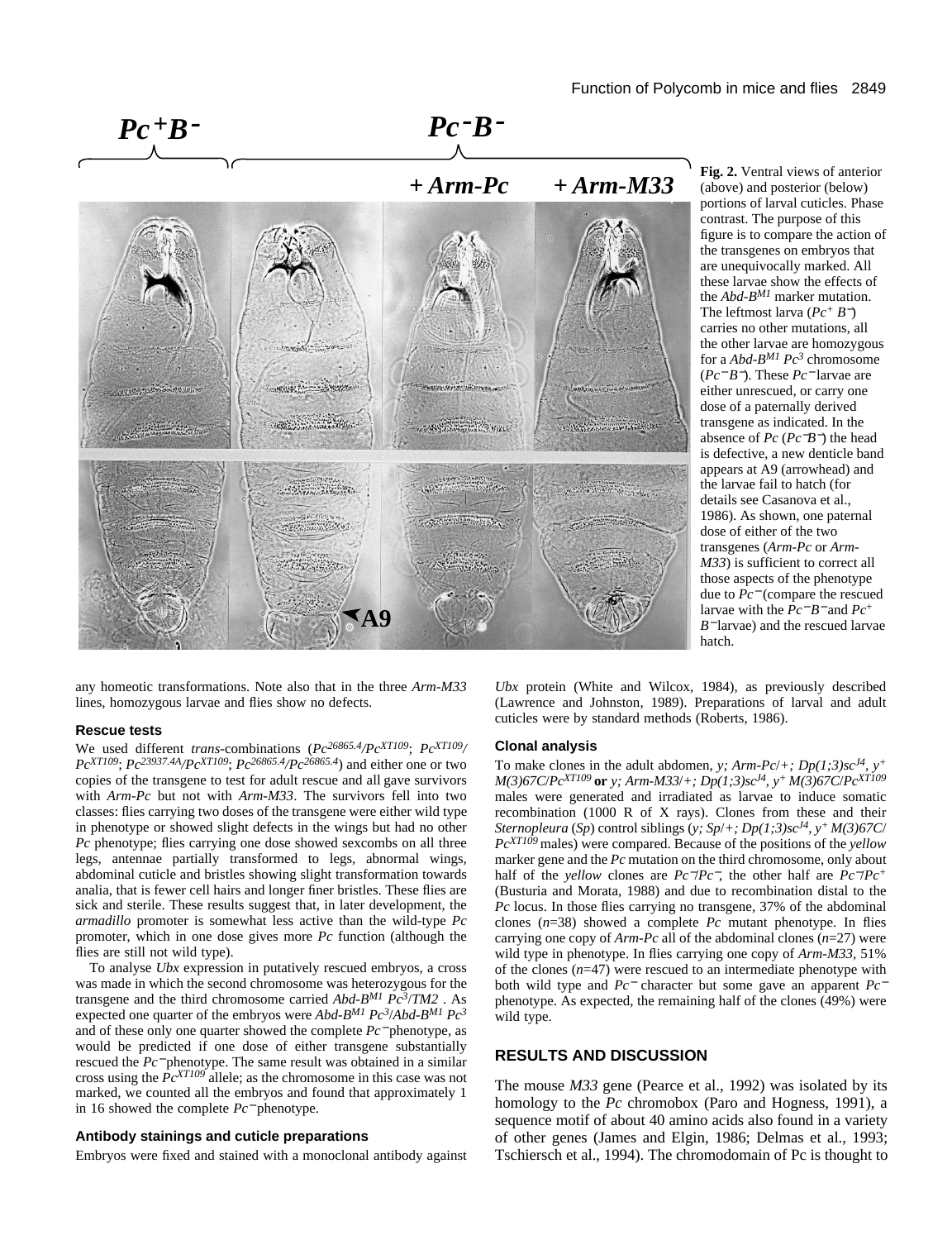**Fig. 2.** Ventral views of anterior (above) and posterior (below) portions of larval cuticles. Phase contrast. The purpose of this figure is to compare the action of the transgenes on embryos that are unequivocally marked. All these larvae show the effects of the *Abd-B*$^{M1}$ marker mutation. The leftmost larva ($Pc^+ B^-$) carries no other mutations, all the other larvae are homozygous for a *Abd-B*$^{M1}$ *Pc*$^3$ chromosome ($Pc^- B^-$). These $Pc^-$ larvae are either unrescued, or carry one dose of a paternally derived transgene as indicated. In the absence of *Pc* ($Pc^- B^-$) the head is defective, a new denticle band appears at A9 (arrowhead) and the larvae fail to hatch (for details see Casanova et al., 1986). As shown, one paternal dose of either of the two transgenes (*Arm-Pc* or *Arm-M33*) is sufficient to correct all those aspects of the phenotype due to $Pc^-$ (compare the rescued larvae with the $Pc^- B^-$ and $Pc^+ B^-$ larvae) and the rescued larvae hatch.

any homeotic transformations. Note also that in the three *Arm-M33* lines, homozygous larvae and flies show no defects.

### Rescue tests

We used different *trans*-combinations ($Pc^{26865.4}/Pc^{XT109}$; $Pc^{XT109}/Pc^{XT109}$; $Pc^{23937.4A}/Pc^{XT109}$; $Pc^{26865.4}/Pc^{26865.4}$) and either one or two copies of the transgene to test for adult rescue and all gave survivors with *Arm-Pc* but not with *Arm-M33*. The survivors fell into two classes: flies carrying two doses of the transgene were either wild type in phenotype or showed slight defects in the wings but had no other *Pc* phenotype; flies carrying one dose showed sexcombs on all three legs, antennae partially transformed to legs, abnormal wings, abdominal cuticle and bristles showing slight transformation towards analia, that is fewer cell hairs and longer finer bristles. These flies are sick and sterile. These results suggest that, in later development, the *armadillo* promoter is somewhat less active than the wild-type *Pc* promoter, which in one dose gives more *Pc* function (although the flies are still not wild type).

To analyse *Ubx* expression in putatively rescued embryos, a cross was made in which the second chromosome was heterozygous for the transgene and the third chromosome carried *Abd-B*$^{M1}$ *Pc*$^3$/*TM2* . As expected one quarter of the embryos were *Abd-B*$^{M1}$ *Pc*$^3$/*Abd-B*$^{M1}$ *Pc*$^3$ and of these only one quarter showed the complete $Pc^-$ phenotype, as would be predicted if one dose of either transgene substantially rescued the $Pc^-$ phenotype. The same result was obtained in a similar cross using the $Pc^{XT109}$ allele; as the chromosome in this case was not marked, we counted all the embryos and found that approximately 1 in 16 showed the complete $Pc^-$ phenotype.

### Antibody stainings and cuticle preparations

Embryos were fixed and stained with a monoclonal antibody against *Ubx* protein (White and Wilcox, 1984), as previously described (Lawrence and Johnston, 1989). Preparations of larval and adult cuticles were by standard methods (Roberts, 1986).

### Clonal analysis

To make clones in the adult abdomen, *y; Arm-Pc/+; Dp(1;3)sc*$^{J4}$*, y*$^+$ *M(3)67C/Pc*$^{XT109}$ **or** *y; Arm-M33/+; Dp(1;3)sc*$^{J4}$*, y*$^+$ *M(3)67C/Pc*$^{XT109}$ males were generated and irradiated as larvae to induce somatic recombination (1000 R of X rays). Clones from these and their *Sternopleura* (*Sp*) control siblings (*y; Sp/+; Dp(1;3)sc*$^{J4}$*, y*$^+$ *M(3)67C/Pc*$^{XT109}$ males) were compared. Because of the positions of the *yellow* marker gene and the *Pc* mutation on the third chromosome, only about half of the *yellow* clones are $Pc^-/Pc^-$, the other half are $Pc^-/Pc^+$ (Busturia and Morata, 1988) and due to recombination distal to the *Pc* locus. In those flies carrying no transgene, 37% of the abdominal clones ($n$=38) showed a complete *Pc* mutant phenotype. In flies carrying one copy of *Arm-Pc* all of the abdominal clones ($n$=27) were wild type in phenotype. In flies carrying one copy of *Arm-M33*, 51% of the clones ($n$=47) were rescued to an intermediate phenotype with both wild type and $Pc^-$ character but some gave an apparent $Pc^-$ phenotype. As expected, the remaining half of the clones (49%) were wild type.

## RESULTS AND DISCUSSION

The mouse *M33* gene (Pearce et al., 1992) was isolated by its homology to the *Pc* chromobox (Paro and Hogness, 1991), a sequence motif of about 40 amino acids also found in a variety of other genes (James and Elgin, 1986; Delmas et al., 1993; Tschiersch et al., 1994). The chromodomain of Pc is thought to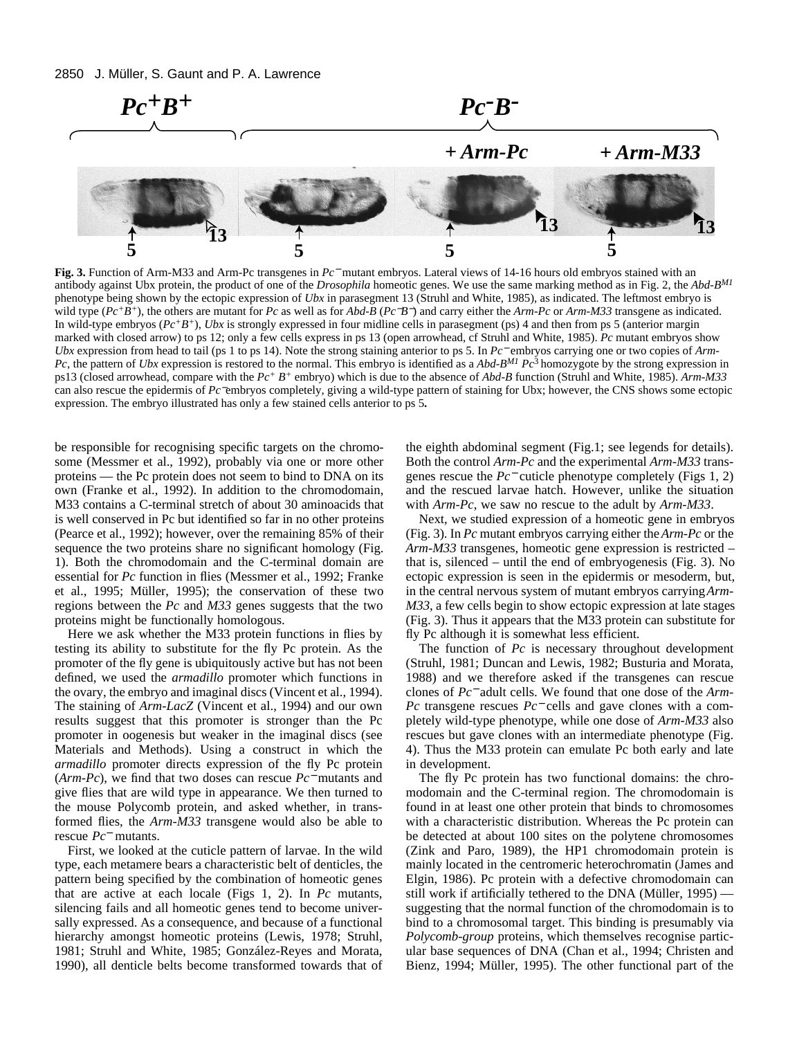**Fig. 3.** Function of Arm-M33 and Arm-Pc transgenes in *Pc*$^-$ mutant embryos. Lateral views of 14-16 hours old embryos stained with an antibody against Ubx protein, the product of one of the *Drosophila* homeotic genes. We use the same marking method as in Fig. 2, the *Abd-B*$^{M1}$ phenotype being shown by the ectopic expression of *Ubx* in parasegment 13 (Struhl and White, 1985), as indicated. The leftmost embryo is wild type ($Pc^+B^+$), the others are mutant for *Pc* as well as for *Abd-B* ($Pc^-B^-$) and carry either the *Arm-Pc* or *Arm-M33* transgene as indicated. In wild-type embryos ($Pc^+B^+$), *Ubx* is strongly expressed in four midline cells in parasegment (ps) 4 and then from ps 5 (anterior margin marked with closed arrow) to ps 12; only a few cells express in ps 13 (open arrowhead, cf Struhl and White, 1985). *Pc* mutant embryos show *Ubx* expression from head to tail (ps 1 to ps 14). Note the strong staining anterior to ps 5. In *Pc*$^-$ embryos carrying one or two copies of *Arm-Pc*, the pattern of *Ubx* expression is restored to the normal. This embryo is identified as a *Abd-B*$^{M1}$ *Pc*$^3$ homozygote by the strong expression in ps13 (closed arrowhead, compare with the $Pc^+$ $B^+$ embryo) which is due to the absence of *Abd-B* function (Struhl and White, 1985). *Arm-M33* can also rescue the epidermis of *Pc*$^-$ embryos completely, giving a wild-type pattern of staining for Ubx; however, the CNS shows some ectopic expression. The embryo illustrated has only a few stained cells anterior to ps 5**.**

be responsible for recognising specific targets on the chromosome (Messmer et al., 1992), probably via one or more other proteins — the Pc protein does not seem to bind to DNA on its own (Franke et al., 1992). In addition to the chromodomain, M33 contains a C-terminal stretch of about 30 aminoacids that is well conserved in Pc but identified so far in no other proteins (Pearce et al., 1992); however, over the remaining 85% of their sequence the two proteins share no significant homology (Fig. 1). Both the chromodomain and the C-terminal domain are essential for *Pc* function in flies (Messmer et al., 1992; Franke et al., 1995; Müller, 1995); the conservation of these two regions between the *Pc* and *M33* genes suggests that the two proteins might be functionally homologous.

Here we ask whether the M33 protein functions in flies by testing its ability to substitute for the fly Pc protein. As the promoter of the fly gene is ubiquitously active but has not been defined, we used the *armadillo* promoter which functions in the ovary, the embryo and imaginal discs (Vincent et al., 1994). The staining of *Arm-LacZ* (Vincent et al., 1994) and our own results suggest that this promoter is stronger than the Pc promoter in oogenesis but weaker in the imaginal discs (see Materials and Methods). Using a construct in which the *armadillo* promoter directs expression of the fly Pc protein (*Arm-Pc*), we find that two doses can rescue *Pc*$^-$ mutants and give flies that are wild type in appearance. We then turned to the mouse Polycomb protein, and asked whether, in transformed flies, the *Arm-M33* transgene would also be able to rescue *Pc*$^-$ mutants.

First, we looked at the cuticle pattern of larvae. In the wild type, each metamere bears a characteristic belt of denticles, the pattern being specified by the combination of homeotic genes that are active at each locale (Figs 1, 2). In *Pc* mutants, silencing fails and all homeotic genes tend to become universally expressed. As a consequence, and because of a functional hierarchy amongst homeotic proteins (Lewis, 1978; Struhl, 1981; Struhl and White, 1985; González-Reyes and Morata, 1990), all denticle belts become transformed towards that of the eighth abdominal segment (Fig.1; see legends for details). Both the control *Arm-Pc* and the experimental *Arm-M33* transgenes rescue the *Pc*$^-$ cuticle phenotype completely (Figs 1, 2) and the rescued larvae hatch. However, unlike the situation with *Arm-Pc*, we saw no rescue to the adult by *Arm-M33*.

Next, we studied expression of a homeotic gene in embryos (Fig. 3). In *Pc* mutant embryos carrying either the *Arm-Pc* or the *Arm-M33* transgenes, homeotic gene expression is restricted – that is, silenced – until the end of embryogenesis (Fig. 3). No ectopic expression is seen in the epidermis or mesoderm, but, in the central nervous system of mutant embryos carrying *Arm-M33*, a few cells begin to show ectopic expression at late stages (Fig. 3). Thus it appears that the M33 protein can substitute for fly Pc although it is somewhat less efficient.

The function of *Pc* is necessary throughout development (Struhl, 1981; Duncan and Lewis, 1982; Busturia and Morata, 1988) and we therefore asked if the transgenes can rescue clones of *Pc*$^-$ adult cells. We found that one dose of the *Arm-Pc* transgene rescues *Pc*$^-$ cells and gave clones with a completely wild-type phenotype, while one dose of *Arm-M33* also rescues but gave clones with an intermediate phenotype (Fig. 4). Thus the M33 protein can emulate Pc both early and late in development.

The fly Pc protein has two functional domains: the chromodomain and the C-terminal region. The chromodomain is found in at least one other protein that binds to chromosomes with a characteristic distribution. Whereas the Pc protein can be detected at about 100 sites on the polytene chromosomes (Zink and Paro, 1989), the HP1 chromodomain protein is mainly located in the centromeric heterochromatin (James and Elgin, 1986). Pc protein with a defective chromodomain can still work if artificially tethered to the DNA (Müller, 1995) — suggesting that the normal function of the chromodomain is to bind to a chromosomal target. This binding is presumably via *Polycomb-group* proteins, which themselves recognise particular base sequences of DNA (Chan et al., 1994; Christen and Bienz, 1994; Müller, 1995). The other functional part of the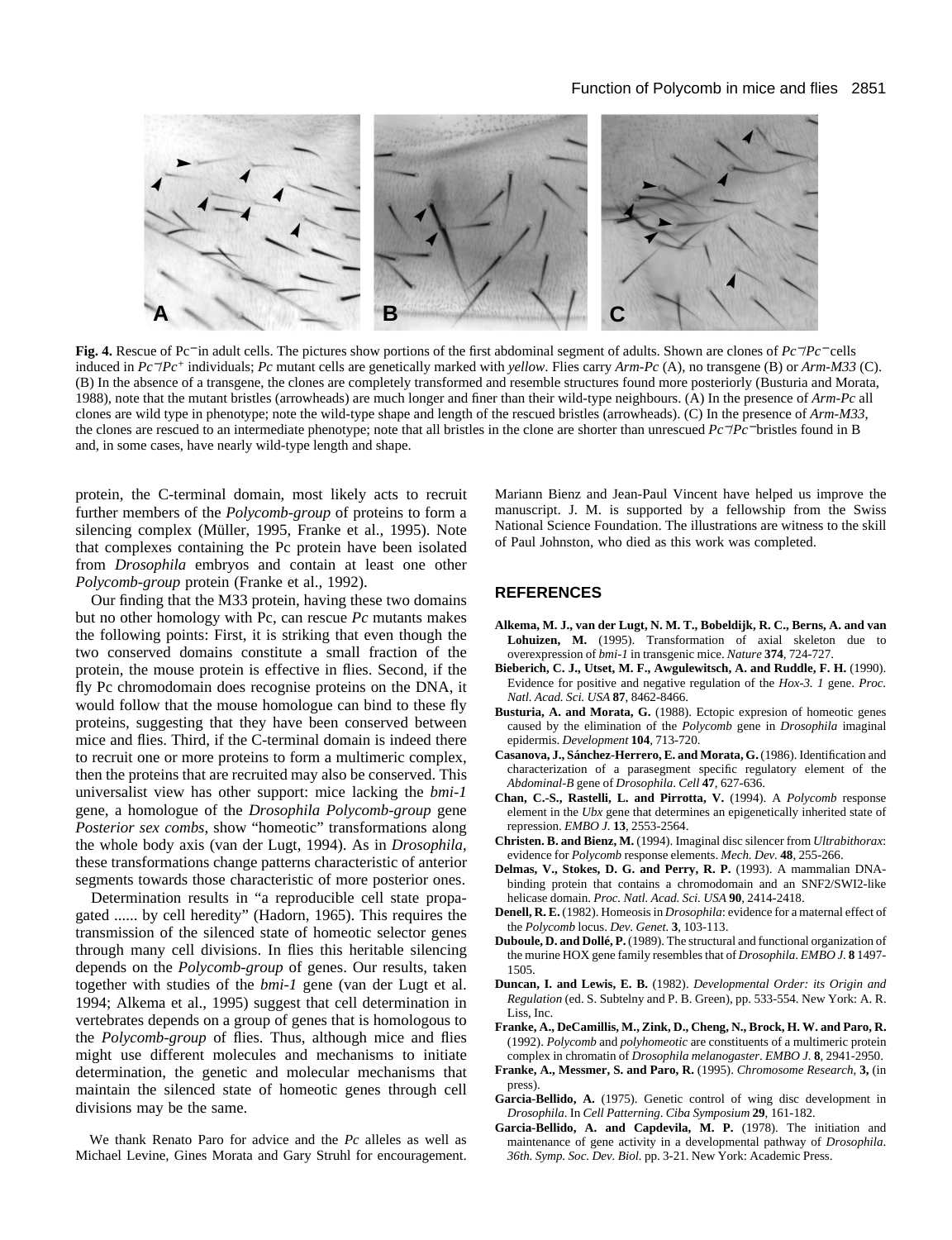**Fig. 4.** Rescue of Pc⁻in adult cells. The pictures show portions of the first abdominal segment of adults. Shown are clones of *Pc⁻/Pc⁻* cells induced in *Pc⁻/Pc⁺* individuals; *Pc* mutant cells are genetically marked with *yellow.* Flies carry *Arm-Pc* (A), no transgene (B) or *Arm-M33* (C). (B) In the absence of a transgene, the clones are completely transformed and resemble structures found more posteriorly (Busturia and Morata, 1988), note that the mutant bristles (arrowheads) are much longer and finer than their wild-type neighbours. (A) In the presence of *Arm-Pc* all clones are wild type in phenotype; note the wild-type shape and length of the rescued bristles (arrowheads). (C) In the presence of *Arm-M33,* the clones are rescued to an intermediate phenotype; note that all bristles in the clone are shorter than unrescued *Pc⁻/Pc⁻*bristles found in B and, in some cases, have nearly wild-type length and shape.

protein, the C-terminal domain, most likely acts to recruit further members of the *Polycomb-group* of proteins to form a silencing complex (Müller, 1995, Franke et al., 1995). Note that complexes containing the Pc protein have been isolated from *Drosophila* embryos and contain at least one other *Polycomb-group* protein (Franke et al., 1992).

Our finding that the M33 protein, having these two domains but no other homology with Pc, can rescue *Pc* mutants makes the following points: First, it is striking that even though the two conserved domains constitute a small fraction of the protein, the mouse protein is effective in flies. Second, if the fly Pc chromodomain does recognise proteins on the DNA, it would follow that the mouse homologue can bind to these fly proteins, suggesting that they have been conserved between mice and flies. Third, if the C-terminal domain is indeed there to recruit one or more proteins to form a multimeric complex, then the proteins that are recruited may also be conserved. This universalist view has other support: mice lacking the *bmi-1* gene, a homologue of the *Drosophila Polycomb-group* gene *Posterior sex combs*, show "homeotic" transformations along the whole body axis (van der Lugt, 1994). As in *Drosophila*, these transformations change patterns characteristic of anterior segments towards those characteristic of more posterior ones.

Determination results in "a reproducible cell state propagated ...... by cell heredity" (Hadorn, 1965). This requires the transmission of the silenced state of homeotic selector genes through many cell divisions. In flies this heritable silencing depends on the *Polycomb-group* of genes. Our results, taken together with studies of the *bmi-1* gene (van der Lugt et al. 1994; Alkema et al., 1995) suggest that cell determination in vertebrates depends on a group of genes that is homologous to the *Polycomb-group* of flies. Thus, although mice and flies might use different molecules and mechanisms to initiate determination, the genetic and molecular mechanisms that maintain the silenced state of homeotic genes through cell divisions may be the same.

We thank Renato Paro for advice and the *Pc* alleles as well as Michael Levine, Gines Morata and Gary Struhl for encouragement. Mariann Bienz and Jean-Paul Vincent have helped us improve the manuscript. J. M. is supported by a fellowship from the Swiss National Science Foundation. The illustrations are witness to the skill of Paul Johnston, who died as this work was completed.

## REFERENCES

**Alkema, M. J., van der Lugt, N. M. T., Bobeldijk, R. C., Berns, A. and van Lohuizen, M.** (1995). Transformation of axial skeleton due to overexpression of *bmi-1* in transgenic mice. *Nature* **374**, 724-727.

**Bieberich, C. J., Utset, M. F., Awgulewitsch, A. and Ruddle, F. H.** (1990). Evidence for positive and negative regulation of the *Hox-3. 1* gene. *Proc. Natl. Acad. Sci. USA* **87**, 8462-8466.

**Busturia, A. and Morata, G.** (1988). Ectopic expresion of homeotic genes caused by the elimination of the *Polycomb* gene in *Drosophila* imaginal epidermis. *Development* **104**, 713-720.

**Casanova, J., Sánchez-Herrero, E. and Morata, G.** (1986). Identification and characterization of a parasegment specific regulatory element of the *Abdominal-B* gene of *Drosophila*. *Cell* **47**, 627-636.

**Chan, C.-S., Rastelli, L. and Pirrotta, V.** (1994). A *Polycomb* response element in the *Ubx* gene that determines an epigenetically inherited state of repression. *EMBO J.* **13**, 2553-2564.

**Christen. B. and Bienz, M.** (1994). Imaginal disc silencer from *Ultrabithorax*: evidence for *Polycomb* response elements. *Mech. Dev.* **48**, 255-266.

**Delmas, V., Stokes, D. G. and Perry, R. P.** (1993). A mammalian DNA-binding protein that contains a chromodomain and an SNF2/SWI2-like helicase domain. *Proc. Natl. Acad. Sci. USA* **90**, 2414-2418.

**Denell, R. E.** (1982). Homeosis in *Drosophila*: evidence for a maternal effect of the *Polycomb* locus. *Dev. Genet.* **3**, 103-113.

**Duboule, D. and Dollé, P.** (1989). The structural and functional organization of the murine HOX gene family resembles that of *Drosophila*. *EMBO J.* **8** 1497-1505.

**Duncan, I. and Lewis, E. B.** (1982). *Developmental Order: its Origin and Regulation* (ed. S. Subtelny and P. B. Green), pp. 533-554. New York: A. R. Liss, Inc.

**Franke, A., DeCamillis, M., Zink, D., Cheng, N., Brock, H. W. and Paro, R.** (1992). *Polycomb* and *polyhomeotic* are constituents of a multimeric protein complex in chromatin of *Drosophila melanogaster*. *EMBO J.* **8**, 2941-2950.

**Franke, A., Messmer, S. and Paro, R.** (1995). *Chromosome Research*, **3,** (in press).

**Garcia-Bellido, A.** (1975). Genetic control of wing disc development in *Drosophila*. In *Cell Patterning. Ciba Symposium* **29**, 161-182.

**Garcia-Bellido, A. and Capdevila, M. P.** (1978). The initiation and maintenance of gene activity in a developmental pathway of *Drosophila*. *36th. Symp. Soc. Dev. Biol.* pp. 3-21. New York: Academic Press.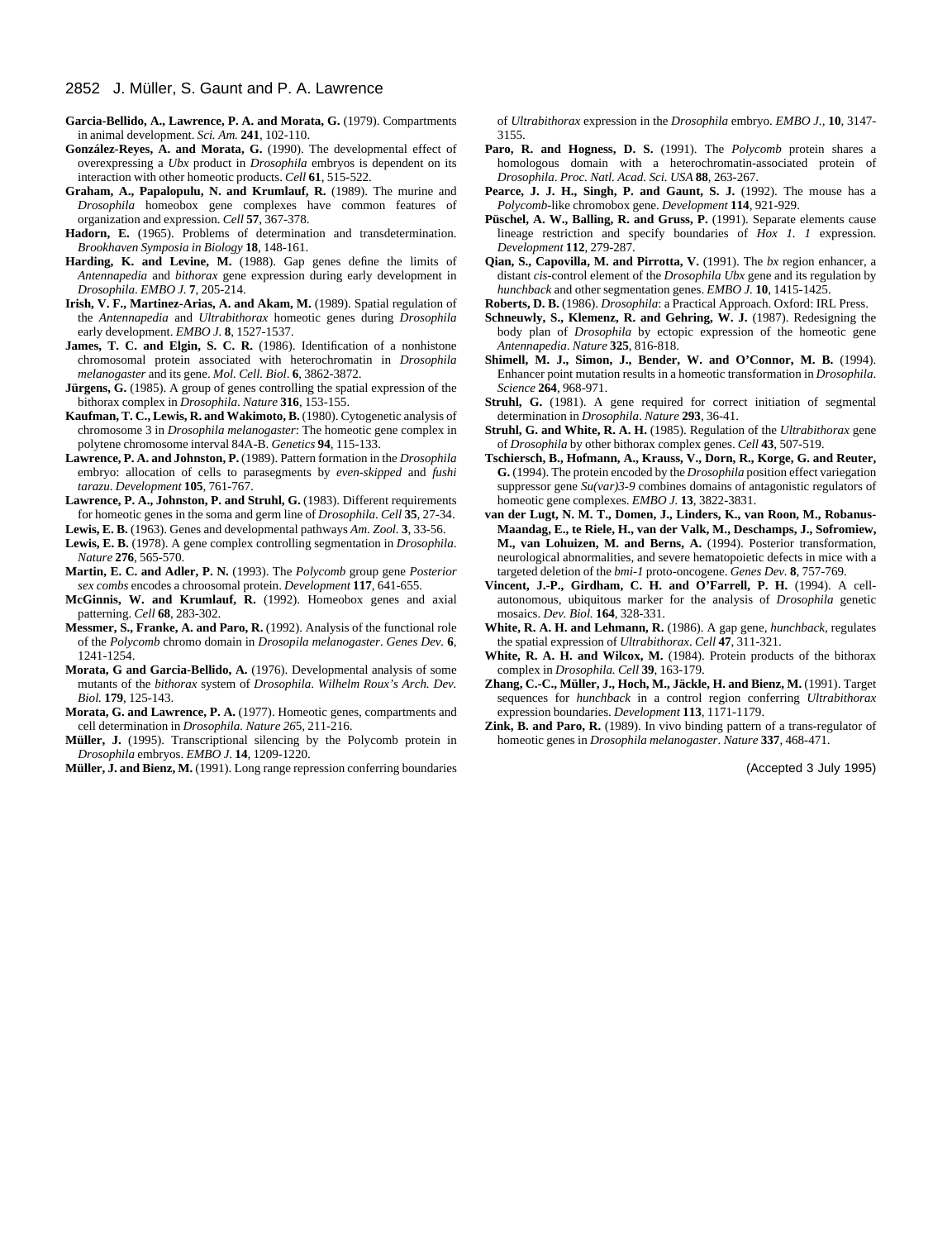**Garcia-Bellido, A., Lawrence, P. A. and Morata, G.** (1979). Compartments in animal development. *Sci. Am.* **241**, 102-110.

**González-Reyes, A. and Morata, G.** (1990). The developmental effect of overexpressing a *Ubx* product in *Drosophila* embryos is dependent on its interaction with other homeotic products. *Cell* **61**, 515-522.

**Graham, A., Papalopulu, N. and Krumlauf, R.** (1989). The murine and *Drosophila* homeobox gene complexes have common features of organization and expression. *Cell* **57**, 367-378.

**Hadorn, E.** (1965). Problems of determination and transdetermination. *Brookhaven Symposia in Biology* **18**, 148-161.

**Harding, K. and Levine, M.** (1988). Gap genes define the limits of *Antennapedia* and *bithorax* gene expression during early development in *Drosophila*. *EMBO J.* **7**, 205-214.

**Irish, V. F., Martinez-Arias, A. and Akam, M.** (1989). Spatial regulation of the *Antennapedia* and *Ultrabithorax* homeotic genes during *Drosophila* early development. *EMBO J.* **8**, 1527-1537.

**James, T. C. and Elgin, S. C. R.** (1986). Identification of a nonhistone chromosomal protein associated with heterochromatin in *Drosophila melanogaster* and its gene. *Mol. Cell. Biol.* **6**, 3862-3872.

**Jürgens, G.** (1985). A group of genes controlling the spatial expression of the bithorax complex in *Drosophila*. *Nature* **316**, 153-155.

**Kaufman, T. C., Lewis, R. and Wakimoto, B.** (1980). Cytogenetic analysis of chromosome 3 in *Drosophila melanogaster*: The homeotic gene complex in polytene chromosome interval 84A-B. *Genetics* **94**, 115-133.

**Lawrence, P. A. and Johnston, P.** (1989). Pattern formation in the *Drosophila* embryo: allocation of cells to parasegments by *even-skipped* and *fushi tarazu*. *Development* **105**, 761-767.

**Lawrence, P. A., Johnston, P. and Struhl, G.** (1983). Different requirements for homeotic genes in the soma and germ line of *Drosophila*. *Cell* **35**, 27-34.

**Lewis, E. B.** (1963). Genes and developmental pathways *Am. Zool.* **3**, 33-56.

**Lewis, E. B.** (1978). A gene complex controlling segmentation in *Drosophila*. *Nature* **276**, 565-570.

**Martin, E. C. and Adler, P. N.** (1993). The *Polycomb* group gene *Posterior sex combs* encodes a chroosomal protein. *Development* **117**, 641-655.

**McGinnis, W. and Krumlauf, R.** (1992). Homeobox genes and axial patterning. *Cell* **68**, 283-302.

**Messmer, S., Franke, A. and Paro, R.** (1992). Analysis of the functional role of the *Polycomb* chromo domain in *Drosopila melanogaster*. *Genes Dev.* **6**, 1241-1254.

**Morata, G and Garcia-Bellido, A.** (1976). Developmental analysis of some mutants of the *bithorax* system of *Drosophila*. *Wilhelm Roux's Arch. Dev. Biol.* **179**, 125-143.

**Morata, G. and Lawrence, P. A.** (1977). Homeotic genes, compartments and cell determination in *Drosophila*. *Nature 26*5, 211-216.

**Müller, J.** (1995). Transcriptional silencing by the Polycomb protein in *Drosophila* embryos. *EMBO J.* **14**, 1209-1220.

**Müller, J. and Bienz, M.** (1991). Long range repression conferring boundaries of *Ultrabithorax* expression in the *Drosophila* embryo. *EMBO J.*, **10**, 3147-3155.

**Paro, R. and Hogness, D. S.** (1991). The *Polycomb* protein shares a homologous domain with a heterochromatin-associated protein of *Drosophila*. *Proc. Natl. Acad. Sci. USA* **88**, 263-267.

**Pearce, J. J. H., Singh, P. and Gaunt, S. J.** (1992). The mouse has a *Polycomb*-like chromobox gene. *Development* **114**, 921-929.

**Püschel, A. W., Balling, R. and Gruss, P.** (1991). Separate elements cause lineage restriction and specify boundaries of *Hox 1. 1* expression. *Development* **112**, 279-287.

**Qian, S., Capovilla, M. and Pirrotta, V.** (1991). The *bx* region enhancer, a distant *cis*-control element of the *Drosophila Ubx* gene and its regulation by *hunchback* and other segmentation genes. *EMBO J.* **10**, 1415-1425.

**Roberts, D. B.** (1986). *Drosophila*: a Practical Approach. Oxford: IRL Press.

**Schneuwly, S., Klemenz, R. and Gehring, W. J.** (1987). Redesigning the body plan of *Drosophila* by ectopic expression of the homeotic gene *Antennapedia*. *Nature* **325**, 816-818.

**Shimell, M. J., Simon, J., Bender, W. and O'Connor, M. B.** (1994). Enhancer point mutation results in a homeotic transformation in *Drosophila*. *Science* **264**, 968-971.

**Struhl, G.** (1981). A gene required for correct initiation of segmental determination in *Drosophila*. *Nature* **293**, 36-41.

**Struhl, G. and White, R. A. H.** (1985). Regulation of the *Ultrabithorax* gene of *Drosophila* by other bithorax complex genes. *Cell* **43**, 507-519.

**Tschiersch, B., Hofmann, A., Krauss, V., Dorn, R., Korge, G. and Reuter, G.** (1994). The protein encoded by the *Drosophila* position effect variegation suppressor gene *Su(var)3-9* combines domains of antagonistic regulators of homeotic gene complexes. *EMBO J.* **13**, 3822-3831.

**van der Lugt, N. M. T., Domen, J., Linders, K., van Roon, M., Robanus-Maandag, E., te Riele, H., van der Valk, M., Deschamps, J., Sofromiew, M., van Lohuizen, M. and Berns, A.** (1994). Posterior transformation, neurological abnormalities, and severe hematopoietic defects in mice with a targeted deletion of the *bmi-1* proto-oncogene. *Genes Dev.* **8**, 757-769.

**Vincent, J.-P., Girdham, C. H. and O'Farrell, P. H.** (1994). A cell-autonomous, ubiquitous marker for the analysis of *Drosophila* genetic mosaics. *Dev. Biol.* **164**, 328-331.

**White, R. A. H. and Lehmann, R.** (1986). A gap gene, *hunchback*, regulates the spatial expression of *Ultrabithorax*. *Cell* **47**, 311-321.

**White, R. A. H. and Wilcox, M.** (1984). Protein products of the bithorax complex in *Drosophila*. *Cell* **39**, 163-179.

**Zhang, C.-C., Müller, J., Hoch, M., Jäckle, H. and Bienz, M.** (1991). Target sequences for *hunchback* in a control region conferring *Ultrabithorax* expression boundaries. *Development* **113**, 1171-1179.

**Zink, B. and Paro, R.** (1989). In vivo binding pattern of a trans-regulator of homeotic genes in *Drosophila melanogaster*. *Nature* **337**, 468-471.

(Accepted 3 July 1995)